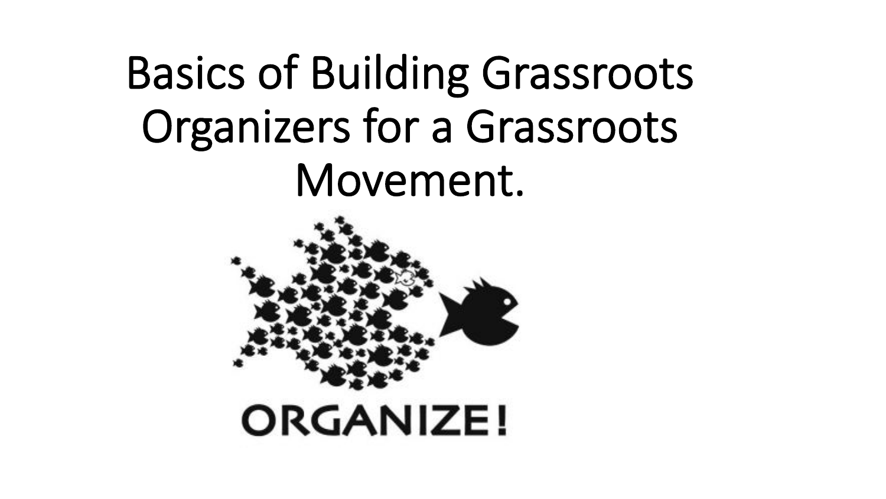# Basics of Building Grassroots Organizers for a Grassroots Movement.

ORGANIZE!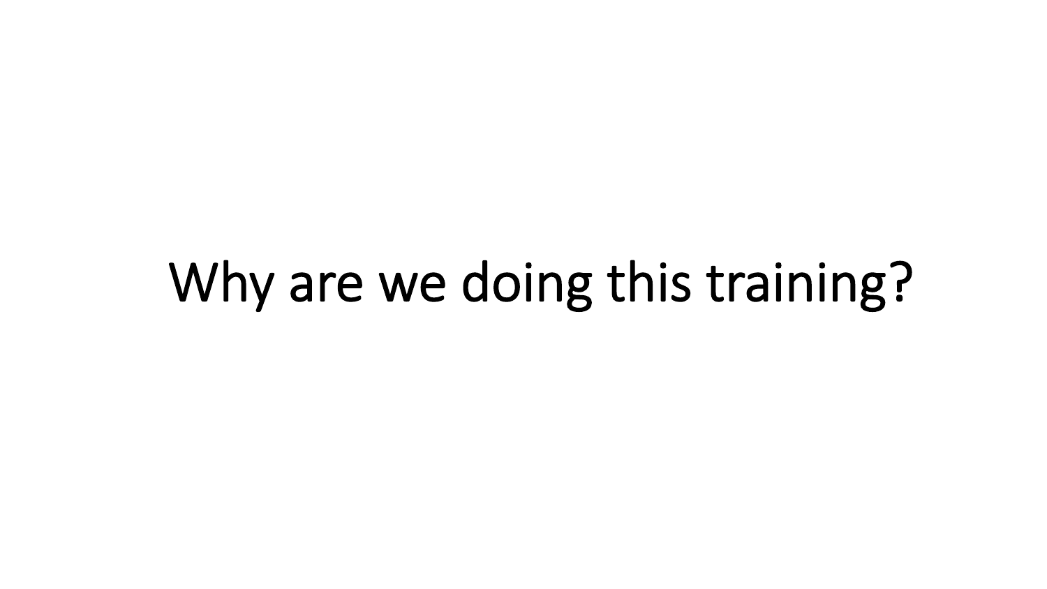# Why are we doing this training?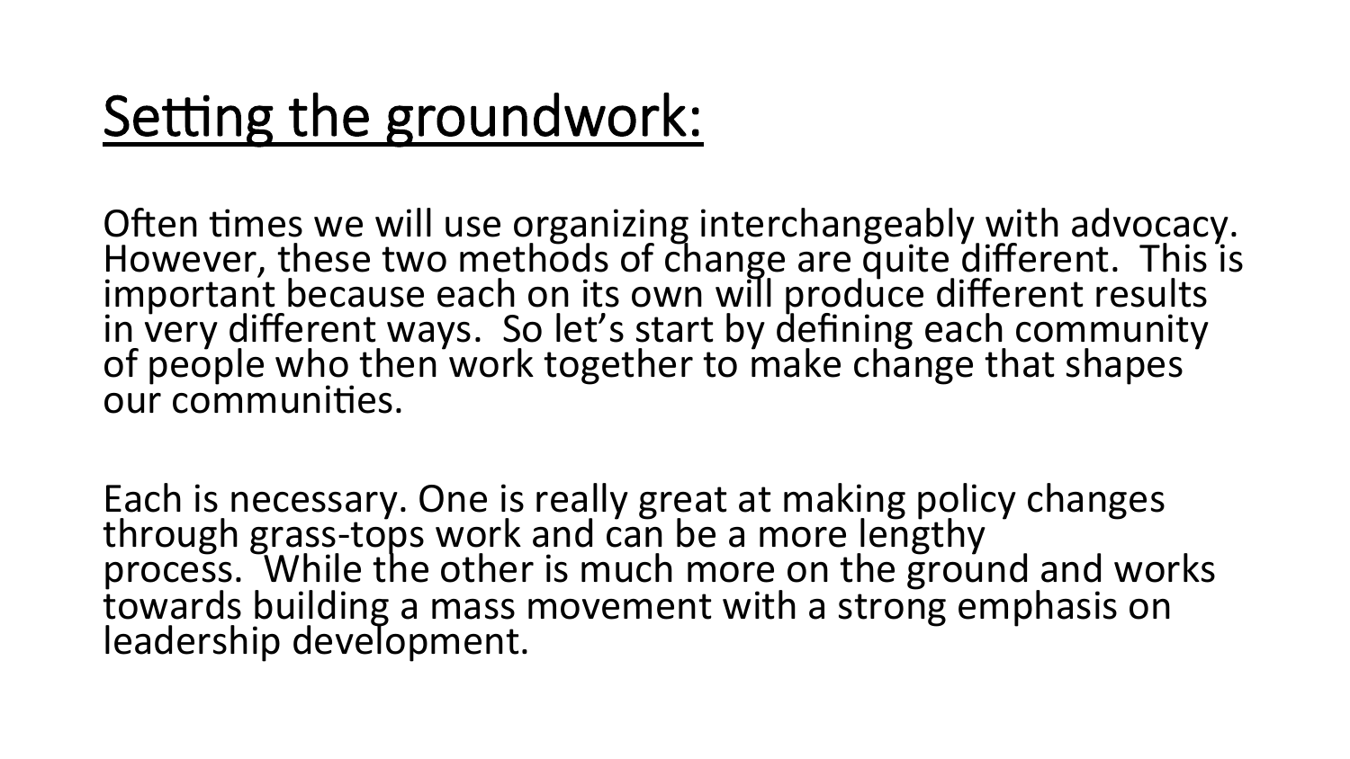# Setting the groundwork:

Often times we will use organizing interchangeably with advocacy. However, these two methods of change are quite different. This is important because each on its own will produce different results in very different ways. So let's start by defining each community of people who then work together to make change that shapes our communities.

Each is necessary. One is really great at making policy changes through grass-tops work and can be a more lengthy process. While the other is much more on the ground and works towards building a mass movement with a strong emphasis on leadership development.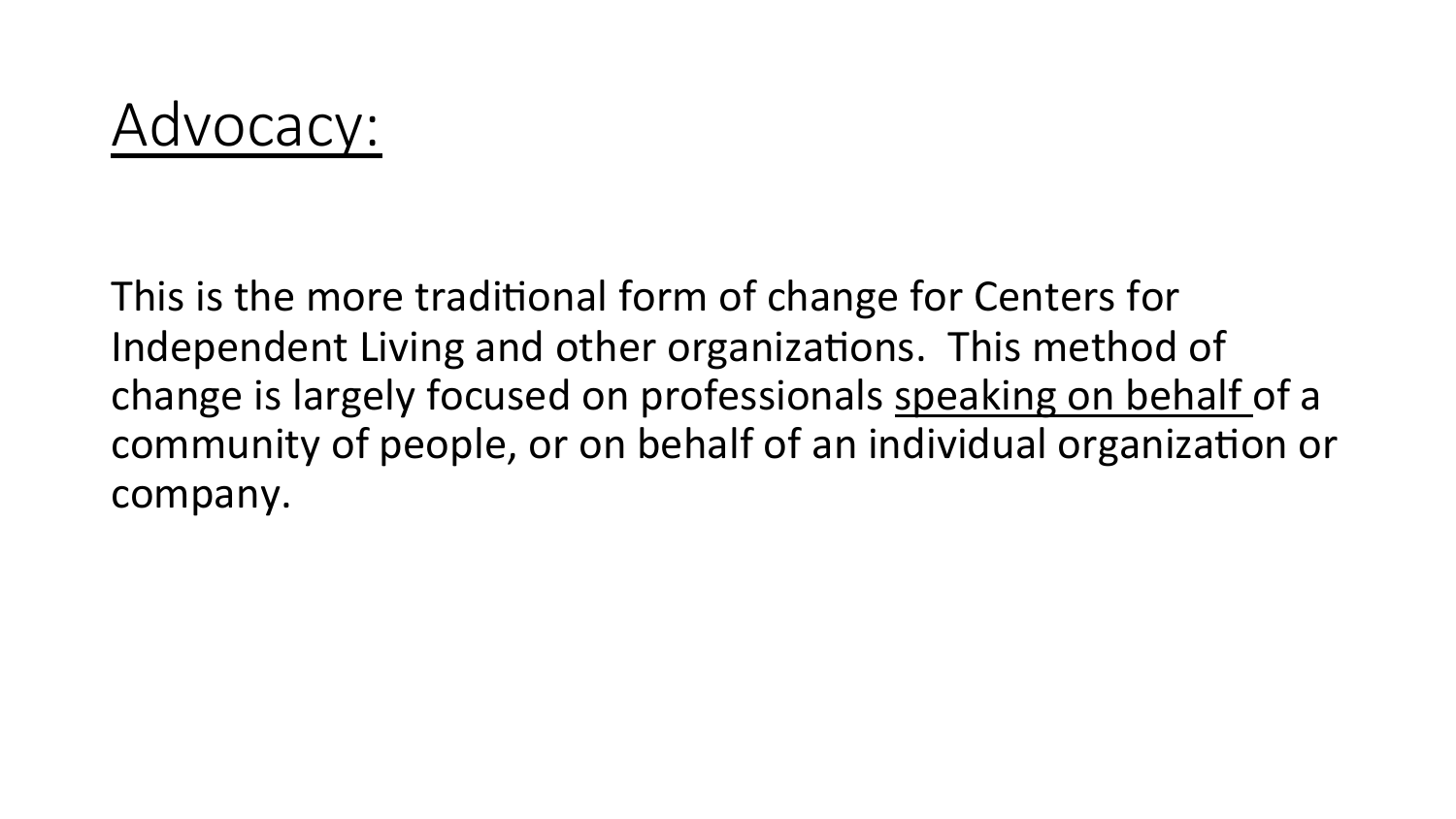# Advocacy:

This is the more traditional form of change for Centers for Independent Living and other organizations. This method of change is largely focused on professionals <u>speaking on behalf</u> of a community of people, or on behalf of an individual organization or company.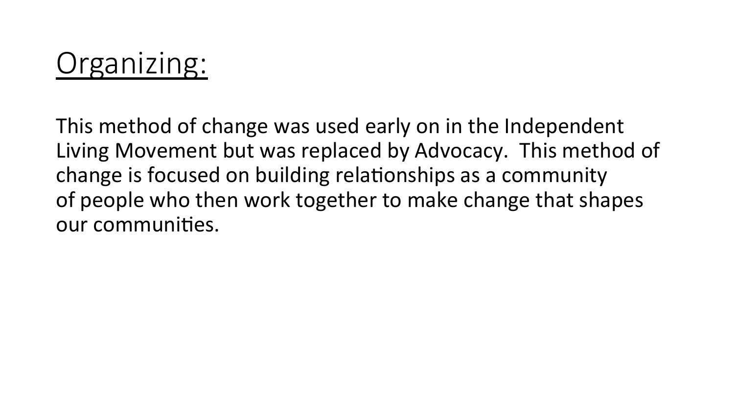# Organizing:

This method of change was used early on in the Independent Living Movement but was replaced by Advocacy. This method of change is focused on building relationships as a community of people who then work together to make change that shapes our communities.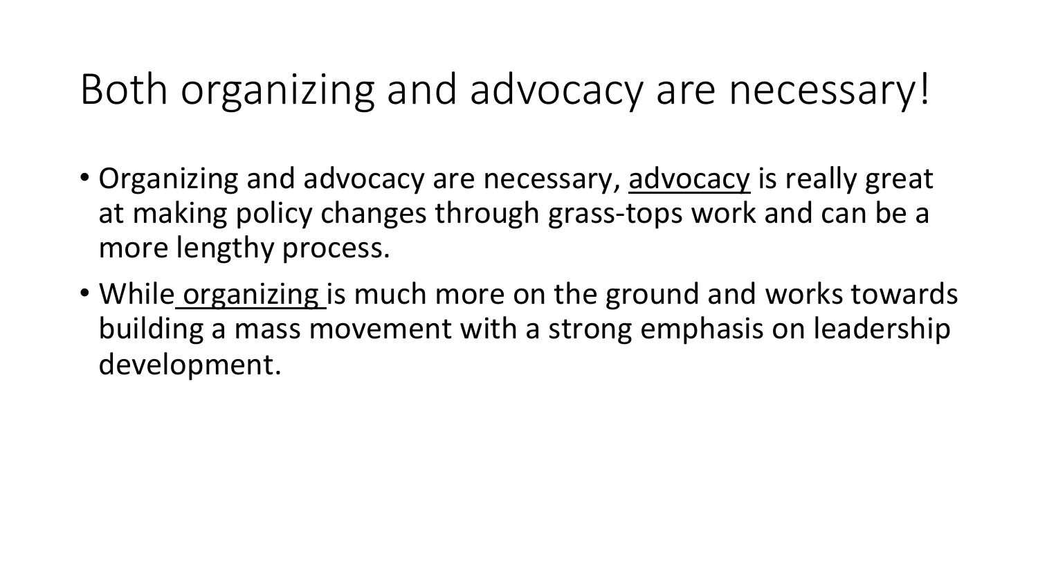# Both organizing and advocacy are necessary!

- Organizing and advocacy are necessary, <u>advocacy</u> is really great at making policy changes through grass-tops work and can be a more lengthy process.
- While <u>organizing</u> is much more on the ground and works towards building a mass movement with a strong emphasis on leadership development.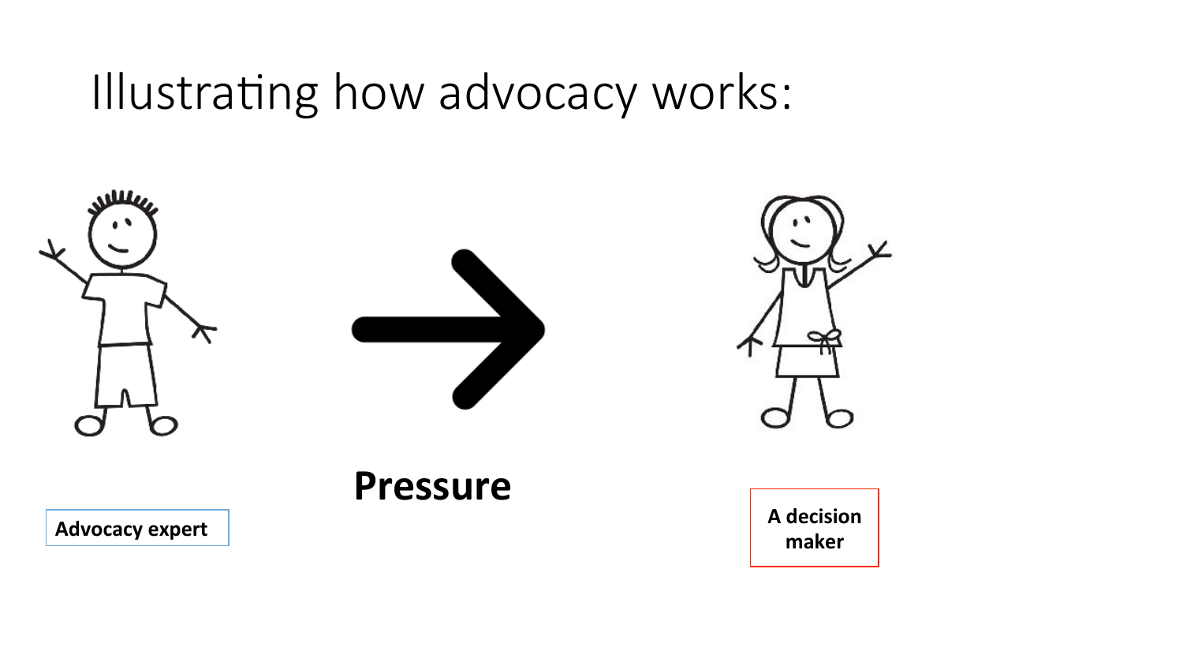# Illustrating how advocacy works:

**Advocacy expert**

**Pressure**

**A decision maker**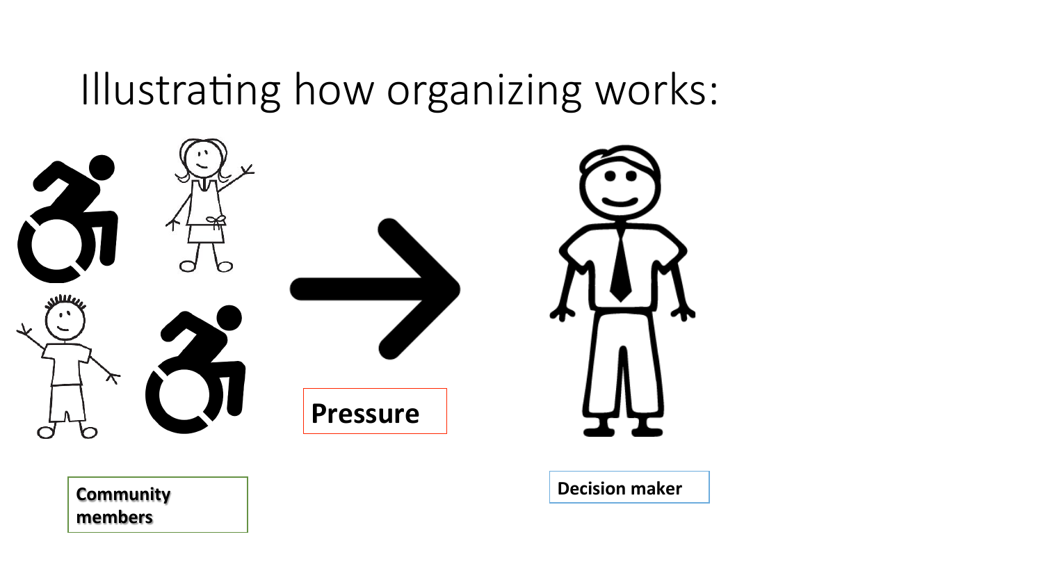# Illustrating how organizing works:

Community members

Pressure

Decision maker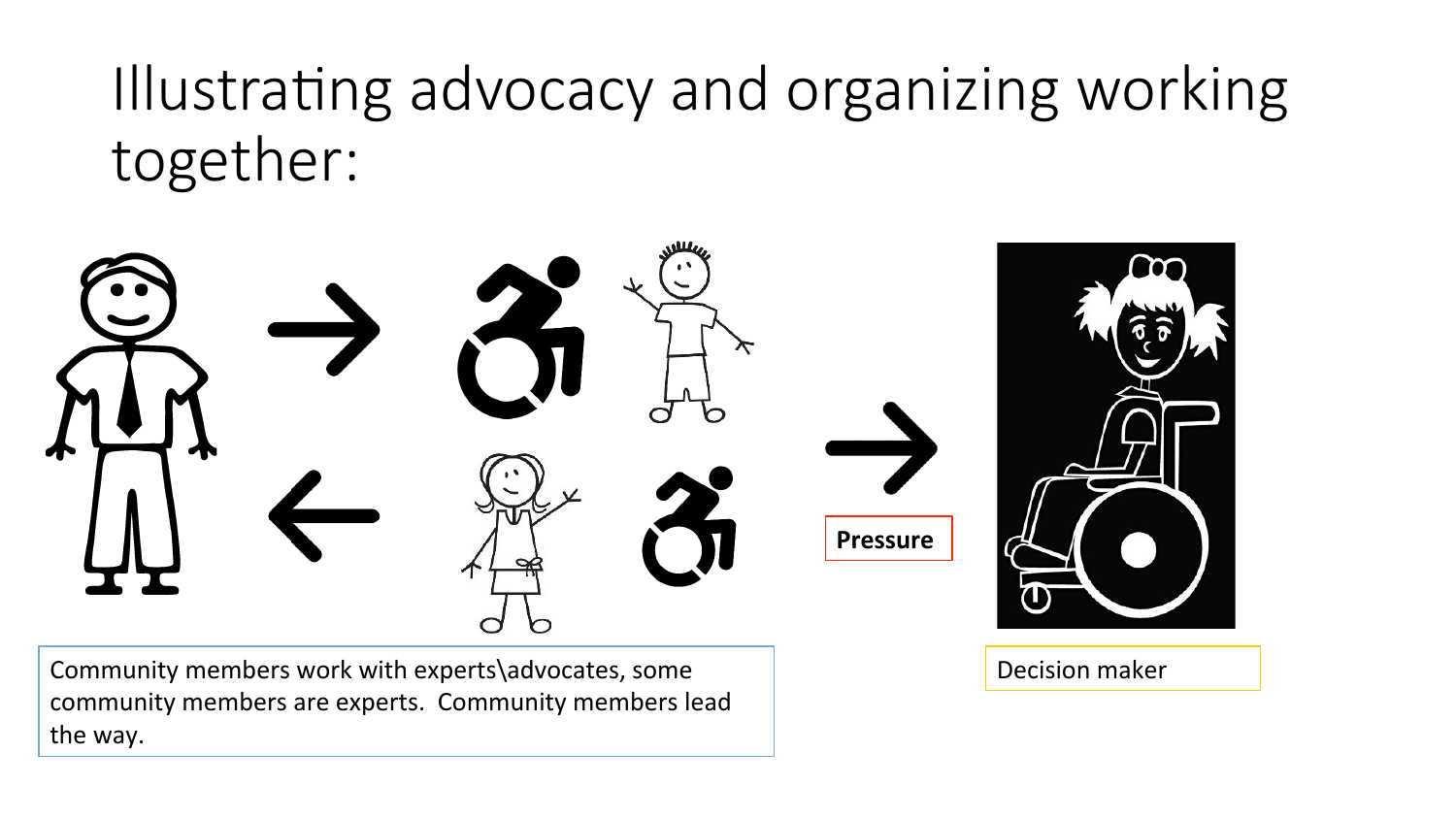# Illustrating advocacy and organizing working together:

Pressure

Community members work with experts\advocates, some community members are experts. Community members lead the way.

Decision maker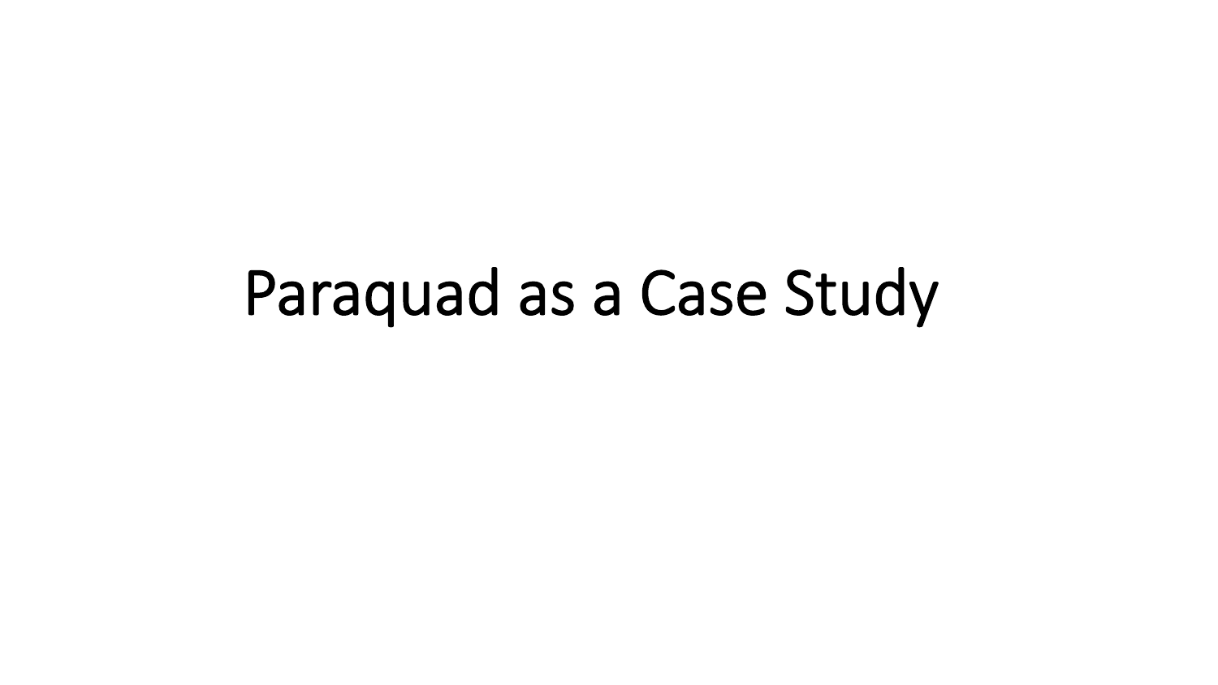# Paraquad as a Case Study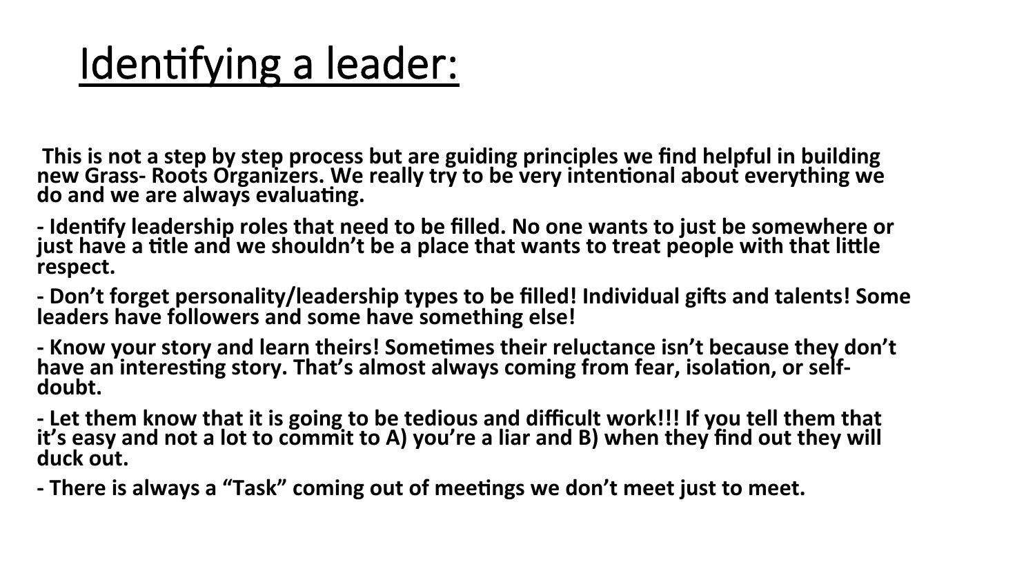# Identifying a leader:

**This is not a step by step process but are guiding principles we find helpful in building new Grass- Roots Organizers. We really try to be very intentional about everything we do and we are always evaluating.**

**- Identify leadership roles that need to be filled. No one wants to just be somewhere or just have a title and we shouldn't be a place that wants to treat people with that little respect.**

**- Don't forget personality/leadership types to be filled! Individual gifts and talents! Some leaders have followers and some have something else!**

**- Know your story and learn theirs! Sometimes their reluctance isn't because they don't have an interesting story. That's almost always coming from fear, isolation, or self-doubt.**

**- Let them know that it is going to be tedious and difficult work!!! If you tell them that it's easy and not a lot to commit to A) you're a liar and B) when they find out they will duck out.**

**- There is always a "Task" coming out of meetings we don't meet just to meet.**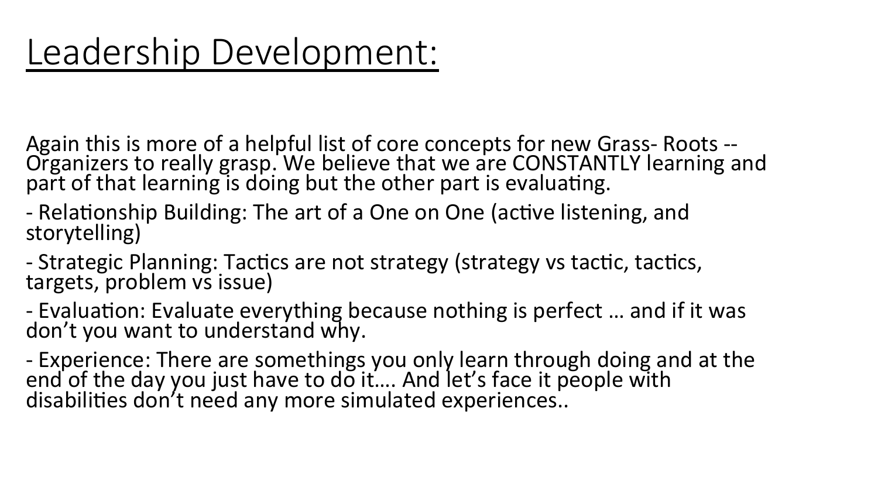# Leadership Development:

Again this is more of a helpful list of core concepts for new Grass- Roots -- Organizers to really grasp. We believe that we are CONSTANTLY learning and part of that learning is doing but the other part is evaluating.

- Relationship Building: The art of a One on One (active listening, and storytelling)
- Strategic Planning: Tactics are not strategy (strategy vs tactic, tactics, targets, problem vs issue)
- Evaluation: Evaluate everything because nothing is perfect … and if it was don't you want to understand why.
- Experience: There are somethings you only learn through doing and at the end of the day you just have to do it…. And let's face it people with disabilities don't need any more simulated experiences..